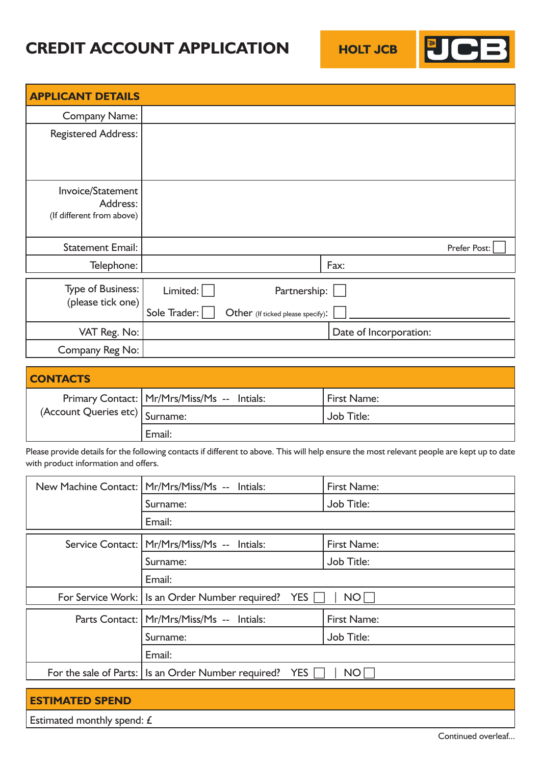# CREDIT ACCOUNT APPLICATION

**HOLT JCB**

## APPLICANT DETAILS

| | | | |
|---|---|---|---|
| Company Name: | | | |
| Registered Address: | | | |
| Invoice/Statement Address: (If different from above) | | | |
| Statement Email: | | | Prefer Post: ☐ |
| Telephone: | | Fax: | |

| | | |
|---|---|---|
| Type of Business: (please tick one) | Limited: ☐ | Partnership: ☐ |
| | Sole Trader: ☐ | Other (If ticked please specify): ☐ ________ |
| VAT Reg. No: | | Date of Incorporation: |
| Company Reg No: | | |

## CONTACTS

| | | |
|---|---|---|
| Primary Contact: (Account Queries etc) | Mr/Mrs/Miss/Ms -- Intials: | First Name: |
| | Surname: | Job Title: |
| | Email: | |

Please provide details for the following contacts if different to above. This will help ensure the most relevant people are kept up to date with product information and offers.

| | | |
|---|---|---|
| New Machine Contact: | Mr/Mrs/Miss/Ms -- Intials: | First Name: |
| | Surname: | Job Title: |
| | Email: | |

| | | |
|---|---|---|
| Service Contact: | Mr/Mrs/Miss/Ms -- Intials: | First Name: |
| | Surname: | Job Title: |
| | Email: | |
| For Service Work: | Is an Order Number required? YES ☐ | NO ☐ |

| | | |
|---|---|---|
| Parts Contact: | Mr/Mrs/Miss/Ms -- Intials: | First Name: |
| | Surname: | Job Title: |
| | Email: | |
| For the sale of Parts: | Is an Order Number required? YES ☐ | NO ☐ |

## ESTIMATED SPEND

Estimated monthly spend: £

Continued overleaf...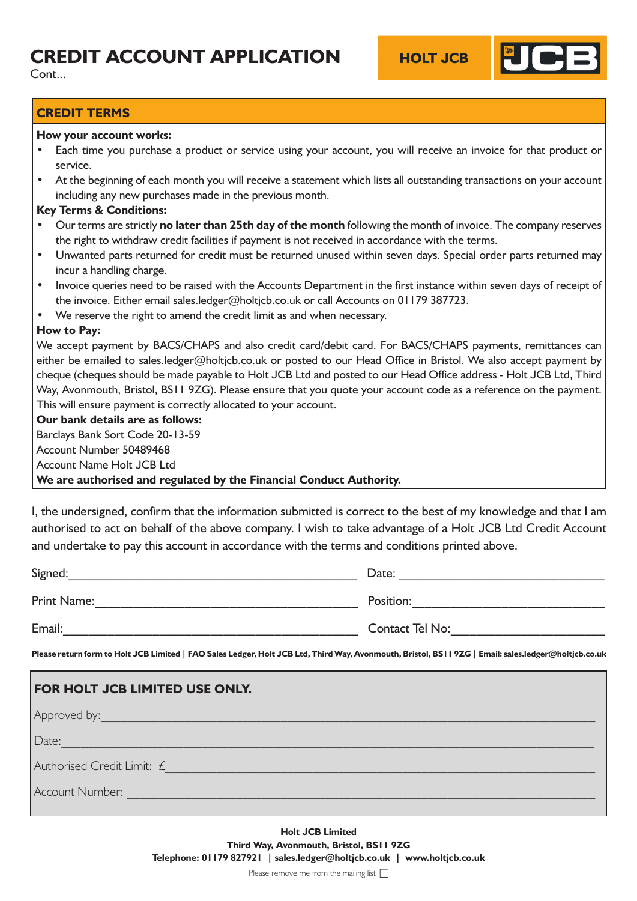# CREDIT ACCOUNT APPLICATION

Cont...

HOLT JCB

## CREDIT TERMS

**How your account works:**

- Each time you purchase a product or service using your account, you will receive an invoice for that product or service.
- At the beginning of each month you will receive a statement which lists all outstanding transactions on your account including any new purchases made in the previous month.

**Key Terms & Conditions:**

- Our terms are strictly **no later than 25th day of the month** following the month of invoice. The company reserves the right to withdraw credit facilities if payment is not received in accordance with the terms.
- Unwanted parts returned for credit must be returned unused within seven days. Special order parts returned may incur a handling charge.
- Invoice queries need to be raised with the Accounts Department in the first instance within seven days of receipt of the invoice. Either email sales.ledger@holtjcb.co.uk or call Accounts on 01179 387723.
- We reserve the right to amend the credit limit as and when necessary.

**How to Pay:**

We accept payment by BACS/CHAPS and also credit card/debit card. For BACS/CHAPS payments, remittances can either be emailed to sales.ledger@holtjcb.co.uk or posted to our Head Office in Bristol. We also accept payment by cheque (cheques should be made payable to Holt JCB Ltd and posted to our Head Office address - Holt JCB Ltd, Third Way, Avonmouth, Bristol, BS11 9ZG). Please ensure that you quote your account code as a reference on the payment. This will ensure payment is correctly allocated to your account.

**Our bank details are as follows:**

Barclays Bank Sort Code 20-13-59
Account Number 50489468
Account Name Holt JCB Ltd

**We are authorised and regulated by the Financial Conduct Authority.**

I, the undersigned, confirm that the information submitted is correct to the best of my knowledge and that I am authorised to act on behalf of the above company. I wish to take advantage of a Holt JCB Ltd Credit Account and undertake to pay this account in accordance with the terms and conditions printed above.

Signed:\_\_\_\_\_\_\_\_\_\_\_\_\_\_\_\_\_\_\_\_ Date: \_\_\_\_\_\_\_\_\_\_\_\_\_\_\_\_\_\_\_\_

Print Name:\_\_\_\_\_\_\_\_\_\_\_\_\_\_\_\_\_\_\_\_ Position:\_\_\_\_\_\_\_\_\_\_\_\_\_\_\_\_\_\_\_\_

Email:\_\_\_\_\_\_\_\_\_\_\_\_\_\_\_\_\_\_\_\_ Contact Tel No:\_\_\_\_\_\_\_\_\_\_\_\_\_\_\_\_\_\_\_\_

**Please return form to Holt JCB Limited | FAO Sales Ledger, Holt JCB Ltd, Third Way, Avonmouth, Bristol, BS11 9ZG | Email: sales.ledger@holtjcb.co.uk**

## FOR HOLT JCB LIMITED USE ONLY.

Approved by:\_\_\_\_\_\_\_\_\_\_\_\_\_\_\_\_\_\_\_\_

Date:\_\_\_\_\_\_\_\_\_\_\_\_\_\_\_\_\_\_\_\_

Authorised Credit Limit: £\_\_\_\_\_\_\_\_\_\_\_\_\_\_\_\_\_\_\_\_

Account Number: \_\_\_\_\_\_\_\_\_\_\_\_\_\_\_\_\_\_\_\_

**Holt JCB Limited**
**Third Way, Avonmouth, Bristol, BS11 9ZG**
**Telephone: 01179 827921 | sales.ledger@holtjcb.co.uk | www.holtjcb.co.uk**

Please remove me from the mailing list ☐